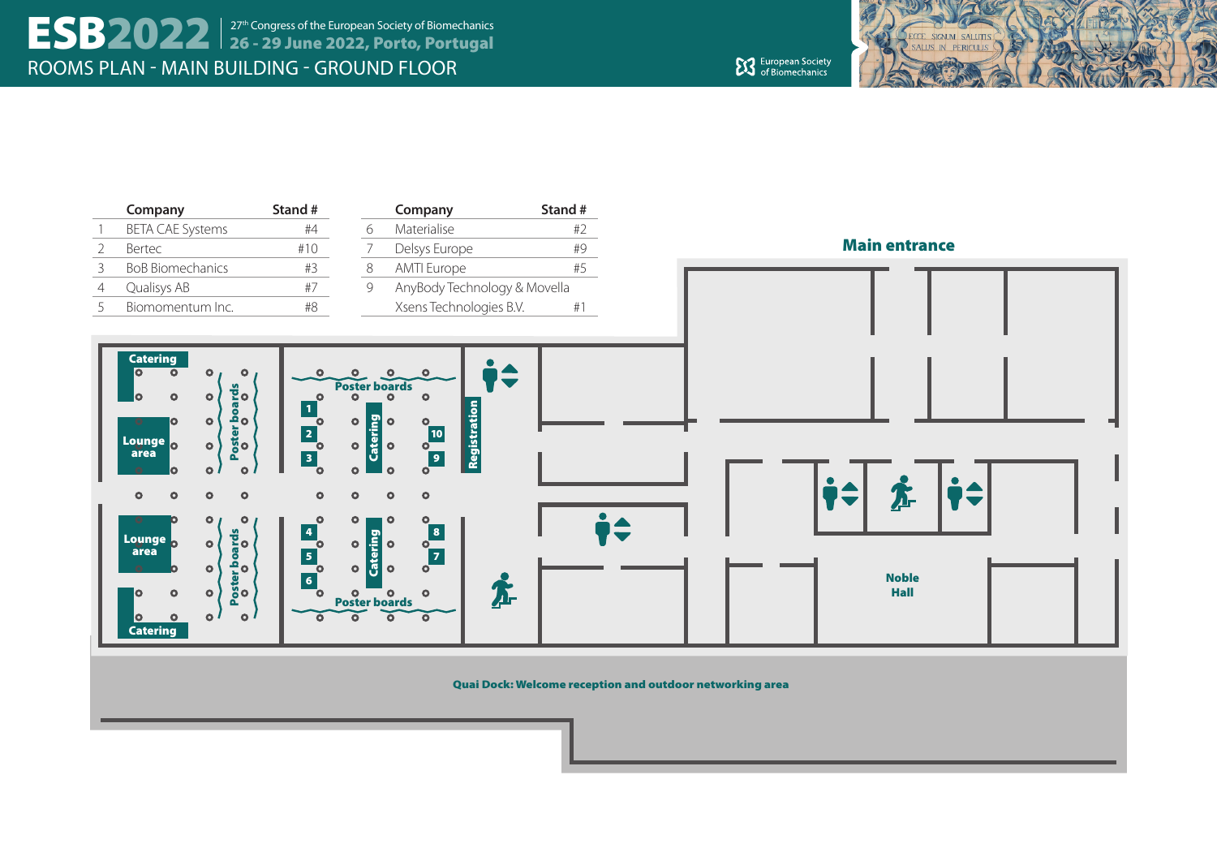# ESB2022

27th Congress of the European Society of Biomechanics

**26 - 29 June 2022, Porto, Portugal**

## ROOMS PLAN - MAIN BUILDING - GROUND FLOOR

European Society of Biomechanics

|   | Company | Stand # |
|---|---|---|
| 1 | BETA CAE Systems | #4 |
| 2 | Bertec | #10 |
| 3 | BoB Biomechanics | #3 |
| 4 | Qualisys AB | #7 |
| 5 | Biomomentum Inc. | #8 |

|   | Company | Stand # |
|---|---|---|
| 6 | Materialise | #2 |
| 7 | Delsys Europe | #9 |
| 8 | AMTI Europe | #5 |
| 9 | AnyBody Technology & Movella Xsens Technologies B.V. | #1 |

**Main entrance**

Catering

Lounge area

Poster boards

Catering

Registration

Lounge area

Poster boards

Catering

Poster boards

Catering

Noble Hall

**Quai Dock: Welcome reception and outdoor networking area**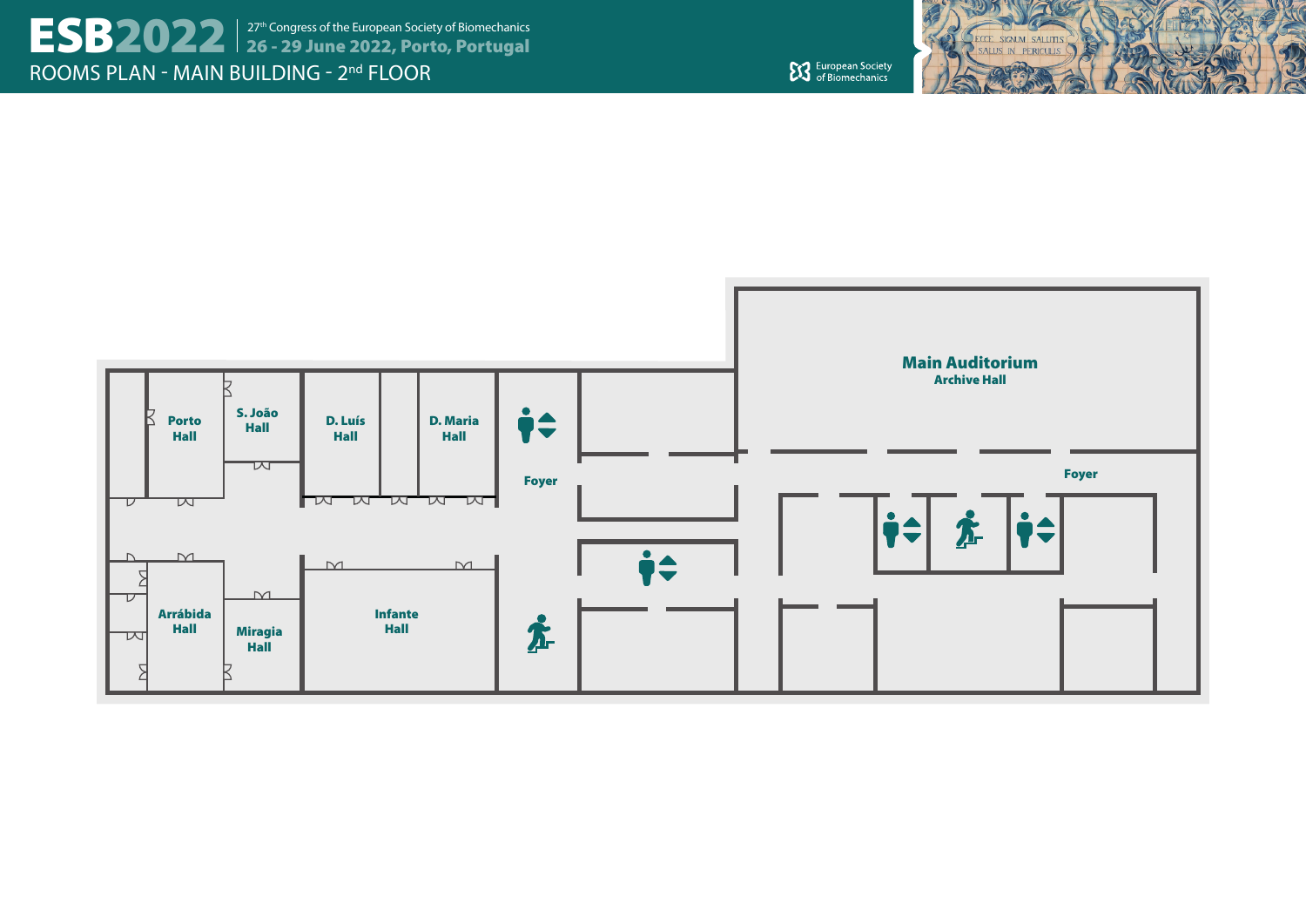# ESB2022

27th Congress of the European Society of Biomechanics
**26 - 29 June 2022, Porto, Portugal**

## ROOMS PLAN - MAIN BUILDING - 2nd FLOOR

European Society of Biomechanics

ECCE SIGNUM SALUTIS SALUS IN PERICULIS

**Porto Hall**

**S. João Hall**

**D. Luís Hall**

**D. Maria Hall**

**Foyer**

**Main Auditorium**
**Archive Hall**

**Foyer**

**Arrábida Hall**

**Miragia Hall**

**Infante Hall**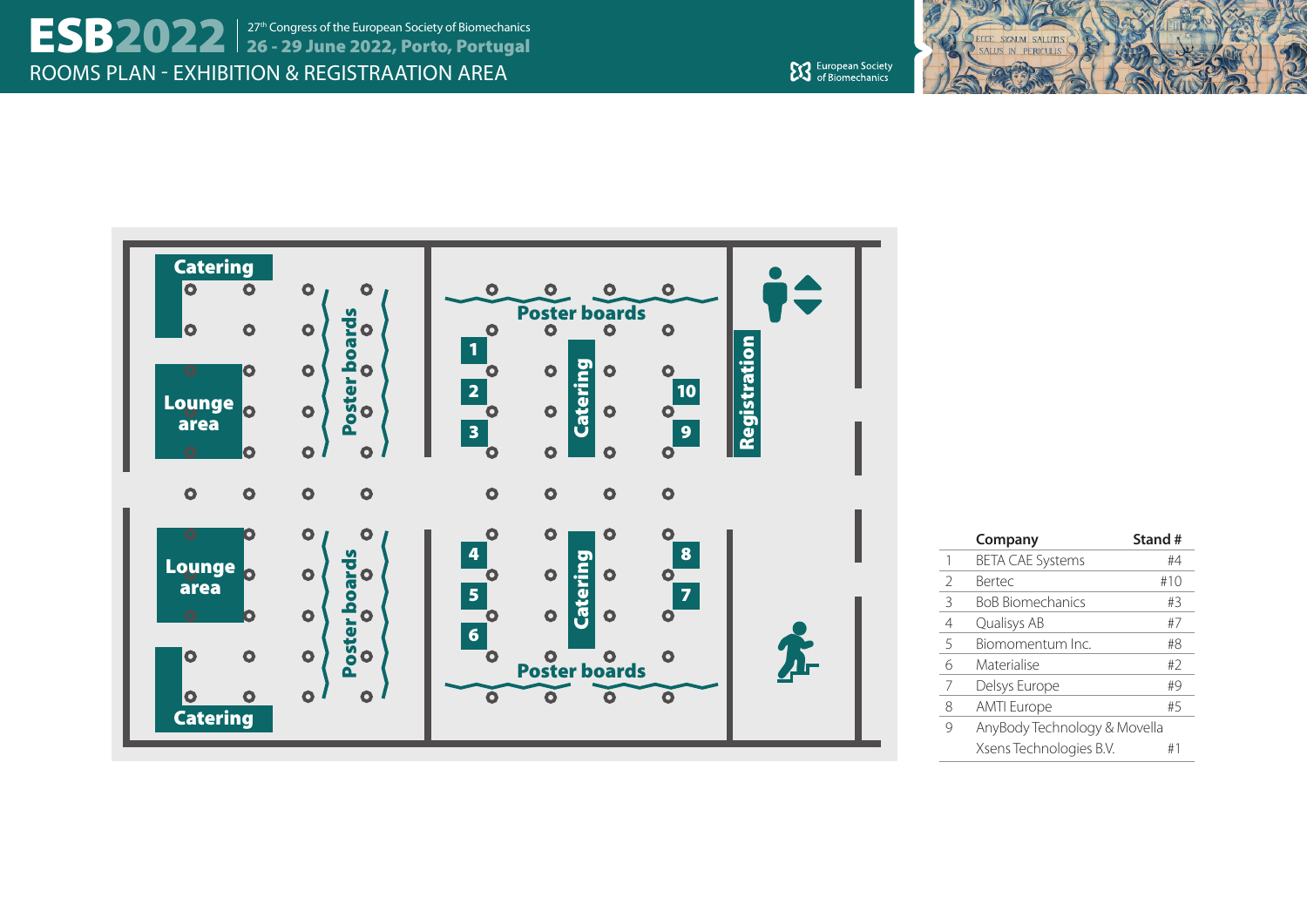# ESB2022

27th Congress of the European Society of Biomechanics
26 - 29 June 2022, Porto, Portugal

## ROOMS PLAN - EXHIBITION & REGISTRAATION AREA

European Society of Biomechanics

Catering

Lounge area

Poster boards

Poster boards

Catering

Registration

1 2 3 10 9

Lounge area

Poster boards

4 5 6 8 7

Catering

Poster boards

Catering

| | Company | Stand # |
|---|---|---|
| 1 | BETA CAE Systems | #4 |
| 2 | Bertec | #10 |
| 3 | BoB Biomechanics | #3 |
| 4 | Qualisys AB | #7 |
| 5 | Biomomentum Inc. | #8 |
| 6 | Materialise | #2 |
| 7 | Delsys Europe | #9 |
| 8 | AMTI Europe | #5 |
| 9 | AnyBody Technology & Movella Xsens Technologies B.V. | #1 |